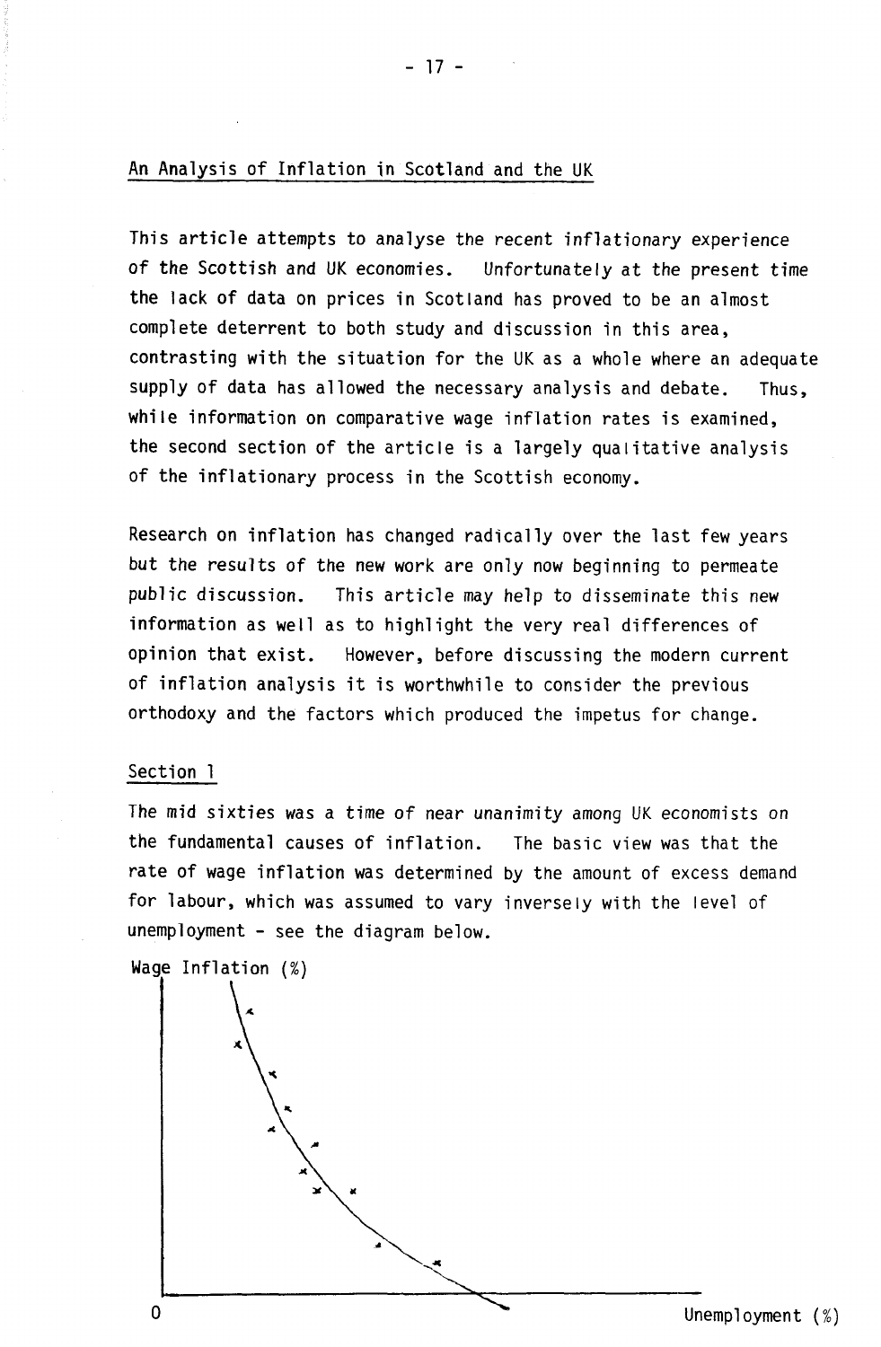## An Analysis of Inflation in Scotland and the UK

This article attempts to analyse the recent inflationary experience of the Scottish and UK economies. Unfortunately at the present time the lack of data on prices in Scotland has proved to be an almost complete deterrent to both study and discussion in this area, contrasting with the situation for the UK as a whole where an adequate supply of data has allowed the necessary analysis and debate. Thus, while information on comparative wage inflation rates is examined, the second section of the article is a largely qualitative analysis of the inflationary process in the Scottish economy.

Research on inflation has changed radically over the last few years but the results of the new work are only now beginning to permeate public discussion. This article may help to disseminate this new information as well as to highlight the very real differences of opinion that exist. However, before discussing the modern current of inflation analysis it is worthwhile to consider the previous orthodoxy and the factors which produced the impetus for change.

### Section 1

The mid sixties was a time of near unanimity among UK economists on the fundamental causes of inflation. The basic view was that the rate of wage inflation was determined by the amount of excess demand for labour, which was assumed to vary inversely with the level of unemployment - see the diagram below.

Wage Inflation (%)

0

Unemployment (%)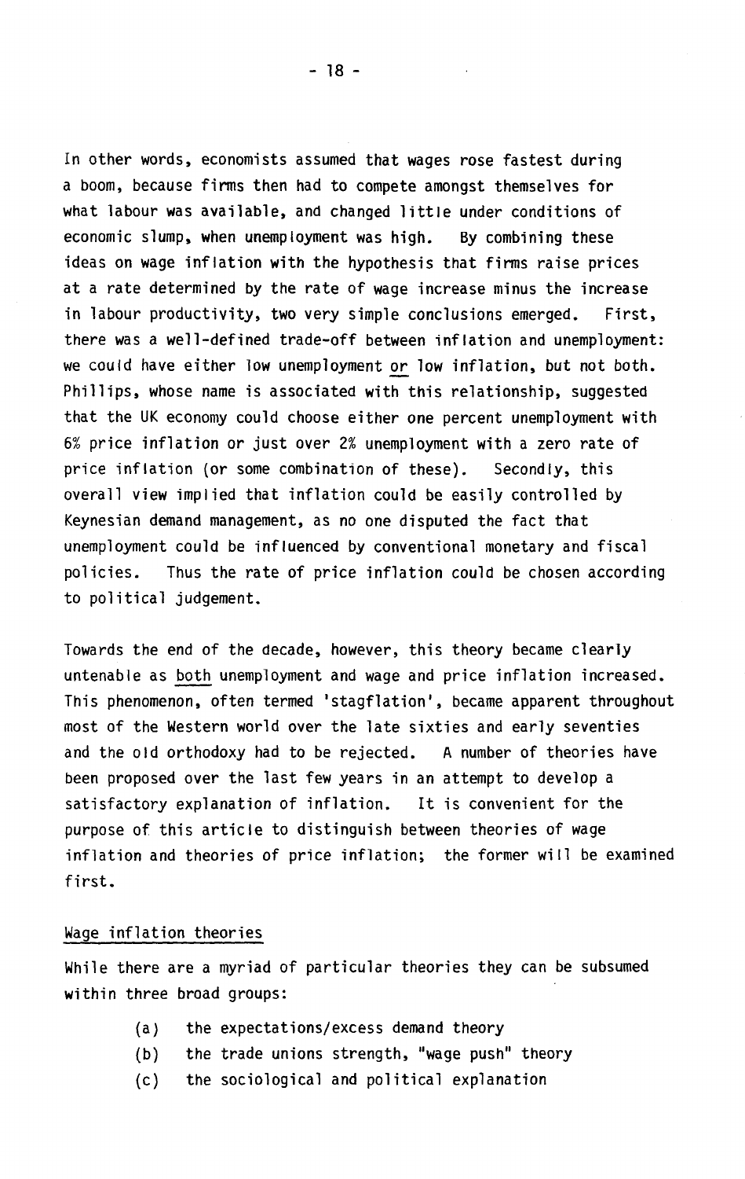In other words, economists assumed that wages rose fastest during a boom, because firms then had to compete amongst themselves for what labour was available, and changed little under conditions of economic slump, when unemployment was high. By combining these ideas on wage inflation with the hypothesis that firms raise prices at a rate determined by the rate of wage increase minus the increase in labour productivity, two very simple conclusions emerged. First, there was a well-defined trade-off between inflation and unemployment: we could have either low unemployment or low inflation, but not both. Phillips, whose name is associated with this relationship, suggested that the UK economy could choose either one percent unemployment with 6% price inflation or just over 2% unemployment with a zero rate of price inflation (or some combination of these). Secondly, this overall view implied that inflation could be easily controlled by Keynesian demand management, as no one disputed the fact that unemployment could be influenced by conventional monetary and fiscal policies. Thus the rate of price inflation could be chosen according to political judgement.

Towards the end of the decade, however, this theory became clearly untenable as both unemployment and wage and price inflation increased. This phenomenon, often termed 'stagflation', became apparent throughout most of the Western world over the late sixties and early seventies and the old orthodoxy had to be rejected. A number of theories have been proposed over the last few years in an attempt to develop a satisfactory explanation of inflation. It is convenient for the purpose of this article to distinguish between theories of wage inflation and theories of price inflation; the former will be examined first.

## Wage inflation theories

While there are a myriad of particular theories they can be subsumed within three broad groups:

(a) the expectations/excess demand theory

(b) the trade unions strength, "wage push" theory

(c) the sociological and political explanation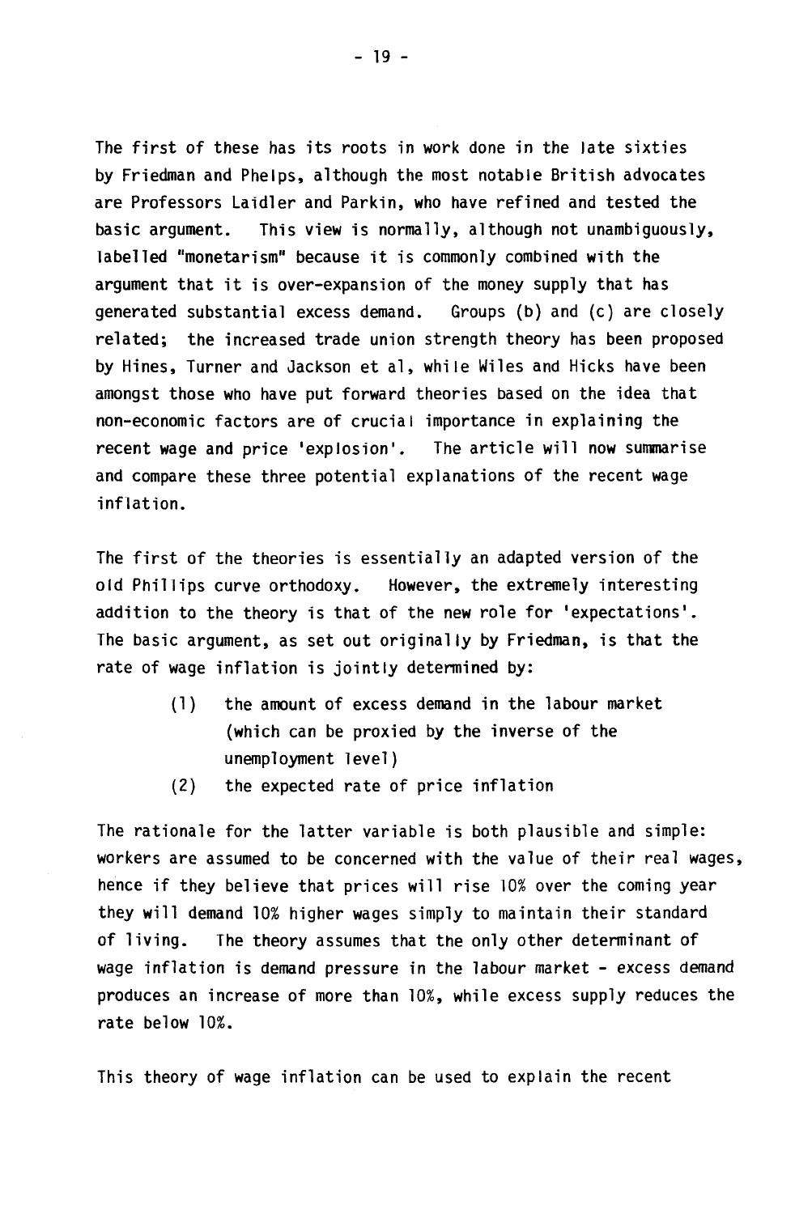The first of these has its roots in work done in the late sixties by Friedman and Phelps, although the most notable British advocates are Professors Laidler and Parkin, who have refined and tested the basic argument. This view is normally, although not unambiguously, labelled "monetarism" because it is commonly combined with the argument that it is over-expansion of the money supply that has generated substantial excess demand. Groups (b) and (c) are closely related; the increased trade union strength theory has been proposed by Hines, Turner and Jackson et al, while Wiles and Hicks have been amongst those who have put forward theories based on the idea that non-economic factors are of crucial importance in explaining the recent wage and price 'explosion'. The article will now summarise and compare these three potential explanations of the recent wage inflation.

The first of the theories is essentially an adapted version of the old Phillips curve orthodoxy. However, the extremely interesting addition to the theory is that of the new role for 'expectations'. The basic argument, as set out originally by Friedman, is that the rate of wage inflation is jointly determined by:

(1) the amount of excess demand in the labour market (which can be proxied by the inverse of the unemployment level)

(2) the expected rate of price inflation

The rationale for the latter variable is both plausible and simple: workers are assumed to be concerned with the value of their real wages, hence if they believe that prices will rise 10% over the coming year they will demand 10% higher wages simply to maintain their standard of living. The theory assumes that the only other determinant of wage inflation is demand pressure in the labour market - excess demand produces an increase of more than 10%, while excess supply reduces the rate below 10%.

This theory of wage inflation can be used to explain the recent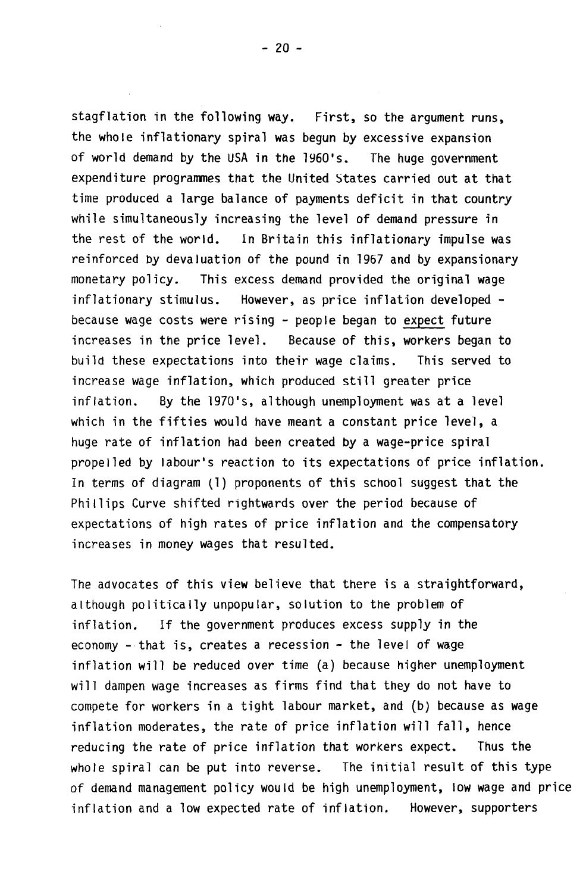stagflation in the following way. First, so the argument runs, the whole inflationary spiral was begun by excessive expansion of world demand by the USA in the 1960's. The huge government expenditure programmes that the United States carried out at that time produced a large balance of payments deficit in that country while simultaneously increasing the level of demand pressure in the rest of the world. In Britain this inflationary impulse was reinforced by devaluation of the pound in 1967 and by expansionary monetary policy. This excess demand provided the original wage inflationary stimulus. However, as price inflation developed - because wage costs were rising - people began to <u>expect</u> future increases in the price level. Because of this, workers began to build these expectations into their wage claims. This served to increase wage inflation, which produced still greater price inflation. By the 1970's, although unemployment was at a level which in the fifties would have meant a constant price level, a huge rate of inflation had been created by a wage-price spiral propelled by labour's reaction to its expectations of price inflation. In terms of diagram (1) proponents of this school suggest that the Phillips Curve shifted rightwards over the period because of expectations of high rates of price inflation and the compensatory increases in money wages that resulted.

The advocates of this view believe that there is a straightforward, although politically unpopular, solution to the problem of inflation. If the government produces excess supply in the economy - that is, creates a recession - the level of wage inflation will be reduced over time (a) because higher unemployment will dampen wage increases as firms find that they do not have to compete for workers in a tight labour market, and (b) because as wage inflation moderates, the rate of price inflation will fall, hence reducing the rate of price inflation that workers expect. Thus the whole spiral can be put into reverse. The initial result of this type of demand management policy would be high unemployment, low wage and price inflation and a low expected rate of inflation. However, supporters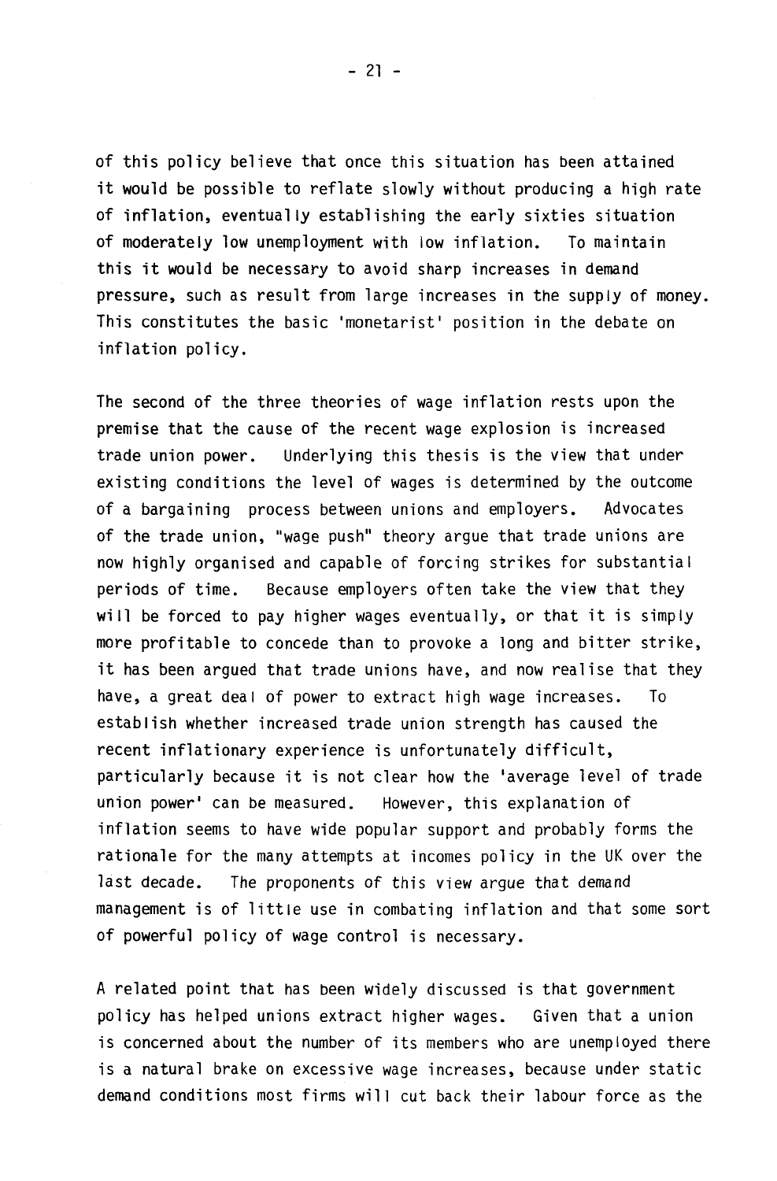of this policy believe that once this situation has been attained it would be possible to reflate slowly without producing a high rate of inflation, eventually establishing the early sixties situation of moderately low unemployment with low inflation. To maintain this it would be necessary to avoid sharp increases in demand pressure, such as result from large increases in the supply of money. This constitutes the basic 'monetarist' position in the debate on inflation policy.

The second of the three theories of wage inflation rests upon the premise that the cause of the recent wage explosion is increased trade union power. Underlying this thesis is the view that under existing conditions the level of wages is determined by the outcome of a bargaining process between unions and employers. Advocates of the trade union, "wage push" theory argue that trade unions are now highly organised and capable of forcing strikes for substantial periods of time. Because employers often take the view that they will be forced to pay higher wages eventually, or that it is simply more profitable to concede than to provoke a long and bitter strike, it has been argued that trade unions have, and now realise that they have, a great deal of power to extract high wage increases. To establish whether increased trade union strength has caused the recent inflationary experience is unfortunately difficult, particularly because it is not clear how the 'average level of trade union power' can be measured. However, this explanation of inflation seems to have wide popular support and probably forms the rationale for the many attempts at incomes policy in the UK over the last decade. The proponents of this view argue that demand management is of little use in combating inflation and that some sort of powerful policy of wage control is necessary.

A related point that has been widely discussed is that government policy has helped unions extract higher wages. Given that a union is concerned about the number of its members who are unemployed there is a natural brake on excessive wage increases, because under static demand conditions most firms will cut back their labour force as the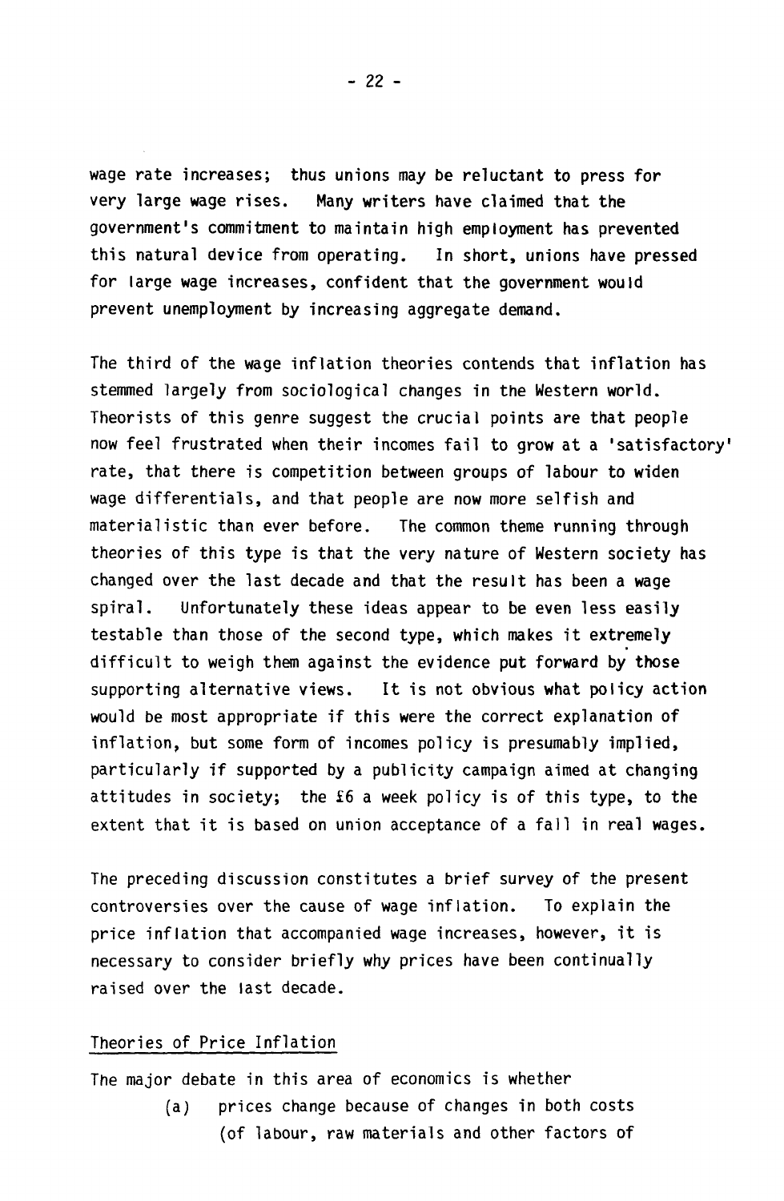wage rate increases; thus unions may be reluctant to press for very large wage rises. Many writers have claimed that the government's commitment to maintain high employment has prevented this natural device from operating. In short, unions have pressed for large wage increases, confident that the government would prevent unemployment by increasing aggregate demand.

The third of the wage inflation theories contends that inflation has stemmed largely from sociological changes in the Western world. Theorists of this genre suggest the crucial points are that people now feel frustrated when their incomes fail to grow at a 'satisfactory' rate, that there is competition between groups of labour to widen wage differentials, and that people are now more selfish and materialistic than ever before. The common theme running through theories of this type is that the very nature of Western society has changed over the last decade and that the result has been a wage spiral. Unfortunately these ideas appear to be even less easily testable than those of the second type, which makes it extremely difficult to weigh them against the evidence put forward by those supporting alternative views. It is not obvious what policy action would be most appropriate if this were the correct explanation of inflation, but some form of incomes policy is presumably implied, particularly if supported by a publicity campaign aimed at changing attitudes in society; the £6 a week policy is of this type, to the extent that it is based on union acceptance of a fall in real wages.

The preceding discussion constitutes a brief survey of the present controversies over the cause of wage inflation. To explain the price inflation that accompanied wage increases, however, it is necessary to consider briefly why prices have been continually raised over the last decade.

## Theories of Price Inflation

The major debate in this area of economics is whether

(a) prices change because of changes in both costs (of labour, raw materials and other factors of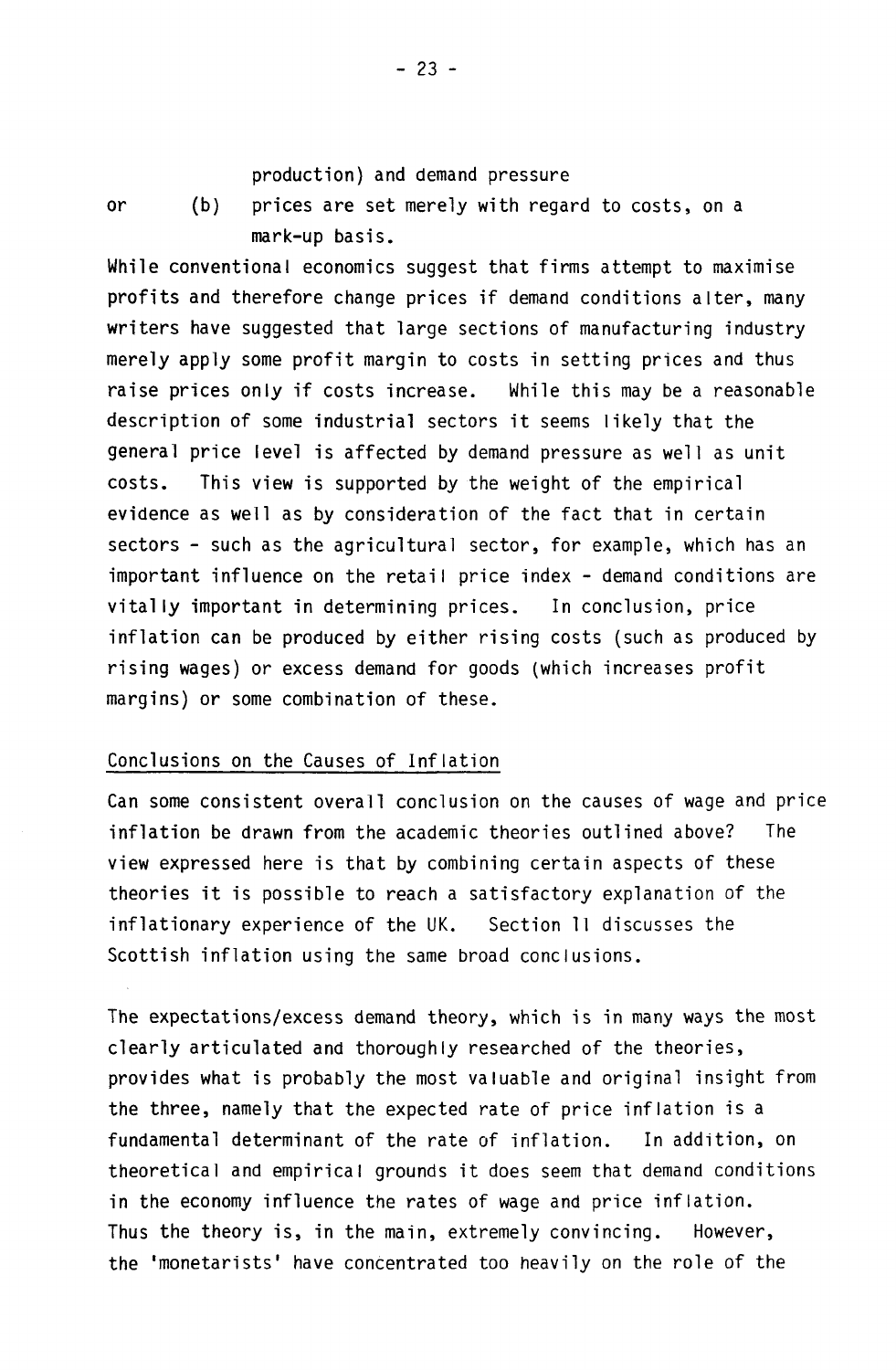production) and demand pressure

or (b) prices are set merely with regard to costs, on a mark-up basis.

While conventional economics suggest that firms attempt to maximise profits and therefore change prices if demand conditions alter, many writers have suggested that large sections of manufacturing industry merely apply some profit margin to costs in setting prices and thus raise prices only if costs increase. While this may be a reasonable description of some industrial sectors it seems likely that the general price level is affected by demand pressure as well as unit costs. This view is supported by the weight of the empirical evidence as well as by consideration of the fact that in certain sectors - such as the agricultural sector, for example, which has an important influence on the retail price index - demand conditions are vitally important in determining prices. In conclusion, price inflation can be produced by either rising costs (such as produced by rising wages) or excess demand for goods (which increases profit margins) or some combination of these.

## Conclusions on the Causes of Inflation

Can some consistent overall conclusion on the causes of wage and price inflation be drawn from the academic theories outlined above? The view expressed here is that by combining certain aspects of these theories it is possible to reach a satisfactory explanation of the inflationary experience of the UK. Section 11 discusses the Scottish inflation using the same broad conclusions.

The expectations/excess demand theory, which is in many ways the most clearly articulated and thoroughly researched of the theories, provides what is probably the most valuable and original insight from the three, namely that the expected rate of price inflation is a fundamental determinant of the rate of inflation. In addition, on theoretical and empirical grounds it does seem that demand conditions in the economy influence the rates of wage and price inflation. Thus the theory is, in the main, extremely convincing. However, the 'monetarists' have concentrated too heavily on the role of the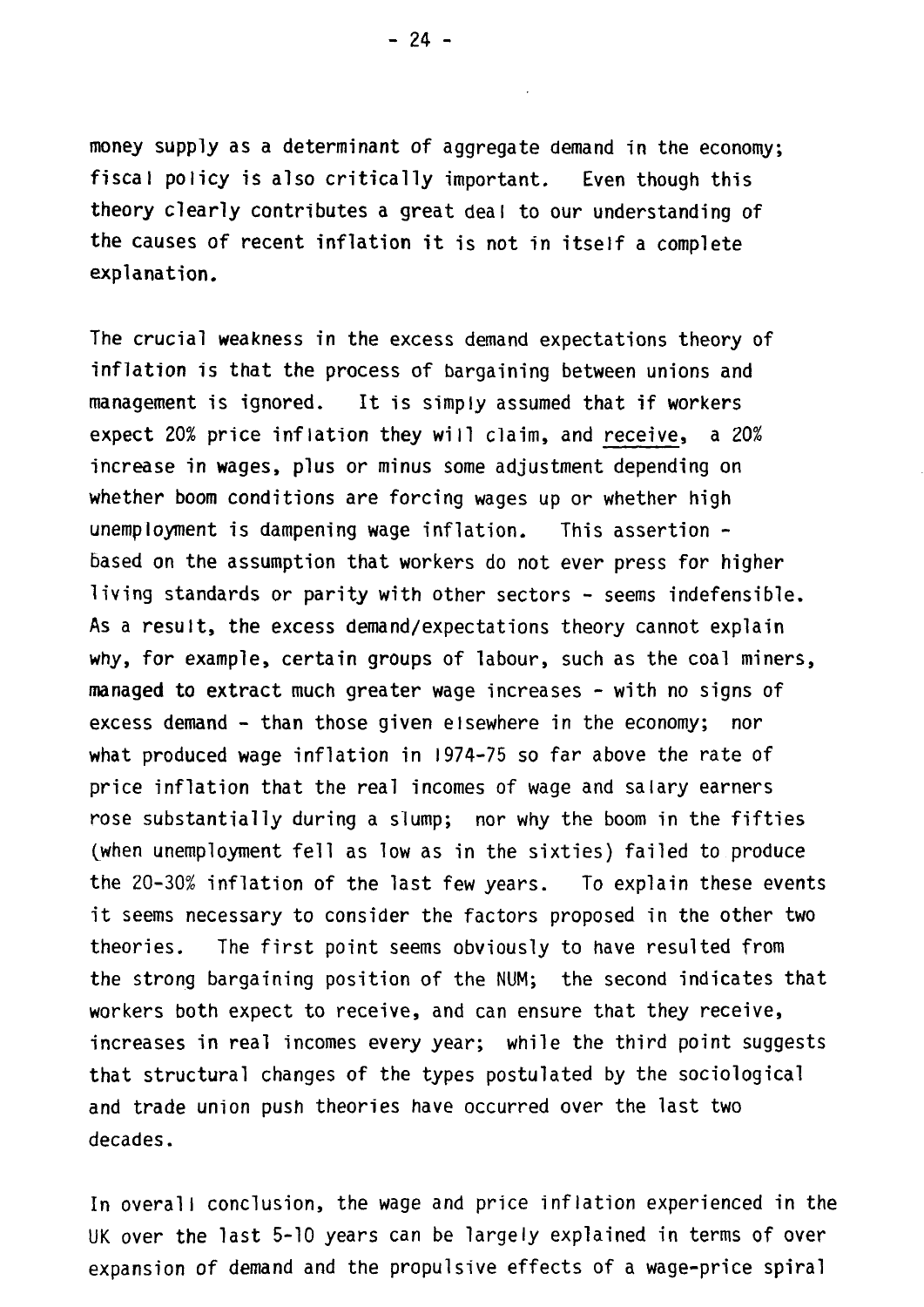money supply as a determinant of aggregate demand in the economy; fiscal policy is also critically important. Even though this theory clearly contributes a great deal to our understanding of the causes of recent inflation it is not in itself a complete explanation.

The crucial weakness in the excess demand expectations theory of inflation is that the process of bargaining between unions and management is ignored. It is simply assumed that if workers expect 20% price inflation they will claim, and <u>receive</u>, a 20% increase in wages, plus or minus some adjustment depending on whether boom conditions are forcing wages up or whether high unemployment is dampening wage inflation. This assertion - based on the assumption that workers do not ever press for higher living standards or parity with other sectors - seems indefensible. As a result, the excess demand/expectations theory cannot explain why, for example, certain groups of labour, such as the coal miners, managed to extract much greater wage increases - with no signs of excess demand - than those given elsewhere in the economy; nor what produced wage inflation in 1974-75 so far above the rate of price inflation that the real incomes of wage and salary earners rose substantially during a slump; nor why the boom in the fifties (when unemployment fell as low as in the sixties) failed to produce the 20-30% inflation of the last few years. To explain these events it seems necessary to consider the factors proposed in the other two theories. The first point seems obviously to have resulted from the strong bargaining position of the NUM; the second indicates that workers both expect to receive, and can ensure that they receive, increases in real incomes every year; while the third point suggests that structural changes of the types postulated by the sociological and trade union push theories have occurred over the last two decades.

In overall conclusion, the wage and price inflation experienced in the UK over the last 5-10 years can be largely explained in terms of over expansion of demand and the propulsive effects of a wage-price spiral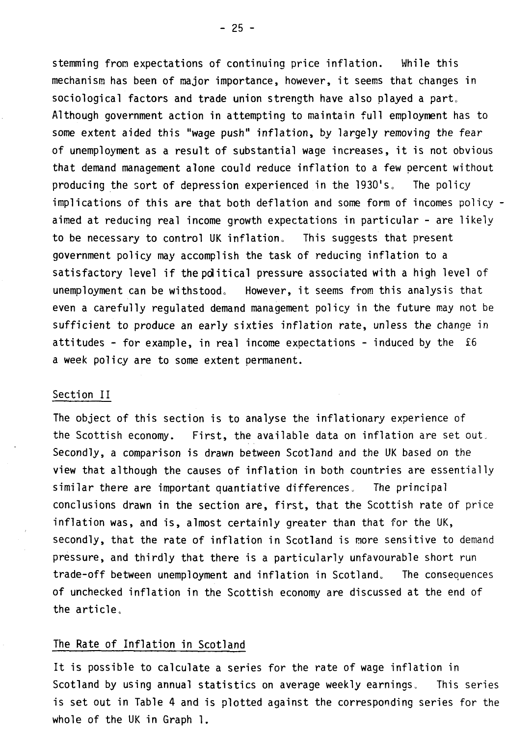stemming from expectations of continuing price inflation. While this mechanism has been of major importance, however, it seems that changes in sociological factors and trade union strength have also played a part. Although government action in attempting to maintain full employment has to some extent aided this "wage push" inflation, by largely removing the fear of unemployment as a result of substantial wage increases, it is not obvious that demand management alone could reduce inflation to a few percent without producing the sort of depression experienced in the 1930's. The policy implications of this are that both deflation and some form of incomes policy - aimed at reducing real income growth expectations in particular - are likely to be necessary to control UK inflation. This suggests that present government policy may accomplish the task of reducing inflation to a satisfactory level if the political pressure associated with a high level of unemployment can be withstood. However, it seems from this analysis that even a carefully regulated demand management policy in the future may not be sufficient to produce an early sixties inflation rate, unless the change in attitudes - for example, in real income expectations - induced by the £6 a week policy are to some extent permanent.

## Section II

The object of this section is to analyse the inflationary experience of the Scottish economy. First, the available data on inflation are set out. Secondly, a comparison is drawn between Scotland and the UK based on the view that although the causes of inflation in both countries are essentially similar there are important quantiative differences. The principal conclusions drawn in the section are, first, that the Scottish rate of price inflation was, and is, almost certainly greater than that for the UK, secondly, that the rate of inflation in Scotland is more sensitive to demand pressure, and thirdly that there is a particularly unfavourable short run trade-off between unemployment and inflation in Scotland. The consequences of unchecked inflation in the Scottish economy are discussed at the end of the article.

### The Rate of Inflation in Scotland

It is possible to calculate a series for the rate of wage inflation in Scotland by using annual statistics on average weekly earnings. This series is set out in Table 4 and is plotted against the corresponding series for the whole of the UK in Graph 1.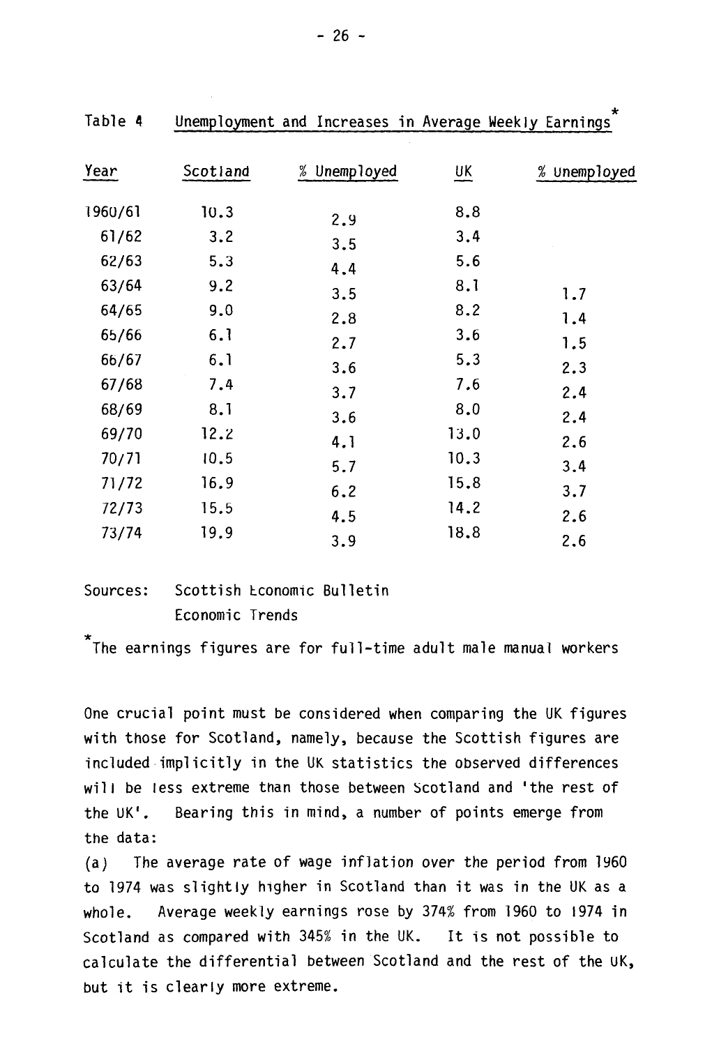Table 4 Unemployment and Increases in Average Weekly Earnings*

| Year | Scotland | % Unemployed | UK | % Unemployed |
|---|---|---|---|---|
| 1960/61 | 10.3 | 2.9 | 8.8 | |
| 61/62 | 3.2 | 3.5 | 3.4 | |
| 62/63 | 5.3 | 4.4 | 5.6 | |
| 63/64 | 9.2 | 3.5 | 8.1 | 1.7 |
| 64/65 | 9.0 | 2.8 | 8.2 | 1.4 |
| 65/66 | 6.1 | 2.7 | 3.6 | 1.5 |
| 66/67 | 6.1 | 3.6 | 5.3 | 2.3 |
| 67/68 | 7.4 | 3.7 | 7.6 | 2.4 |
| 68/69 | 8.1 | 3.6 | 8.0 | 2.4 |
| 69/70 | 12.2 | 4.1 | 13.0 | 2.6 |
| 70/71 | 10.5 | 5.7 | 10.3 | 3.4 |
| 71/72 | 16.9 | 6.2 | 15.8 | 3.7 |
| 72/73 | 15.5 | 4.5 | 14.2 | 2.6 |
| 73/74 | 19.9 | 3.9 | 18.8 | 2.6 |

Sources: Scottish Economic Bulletin
Economic Trends

*The earnings figures are for full-time adult male manual workers

One crucial point must be considered when comparing the UK figures with those for Scotland, namely, because the Scottish figures are included implicitly in the UK statistics the observed differences will be less extreme than those between Scotland and 'the rest of the UK'. Bearing this in mind, a number of points emerge from the data:

(a) The average rate of wage inflation over the period from 1960 to 1974 was slightly higher in Scotland than it was in the UK as a whole. Average weekly earnings rose by 374% from 1960 to 1974 in Scotland as compared with 345% in the UK. It is not possible to calculate the differential between Scotland and the rest of the UK, but it is clearly more extreme.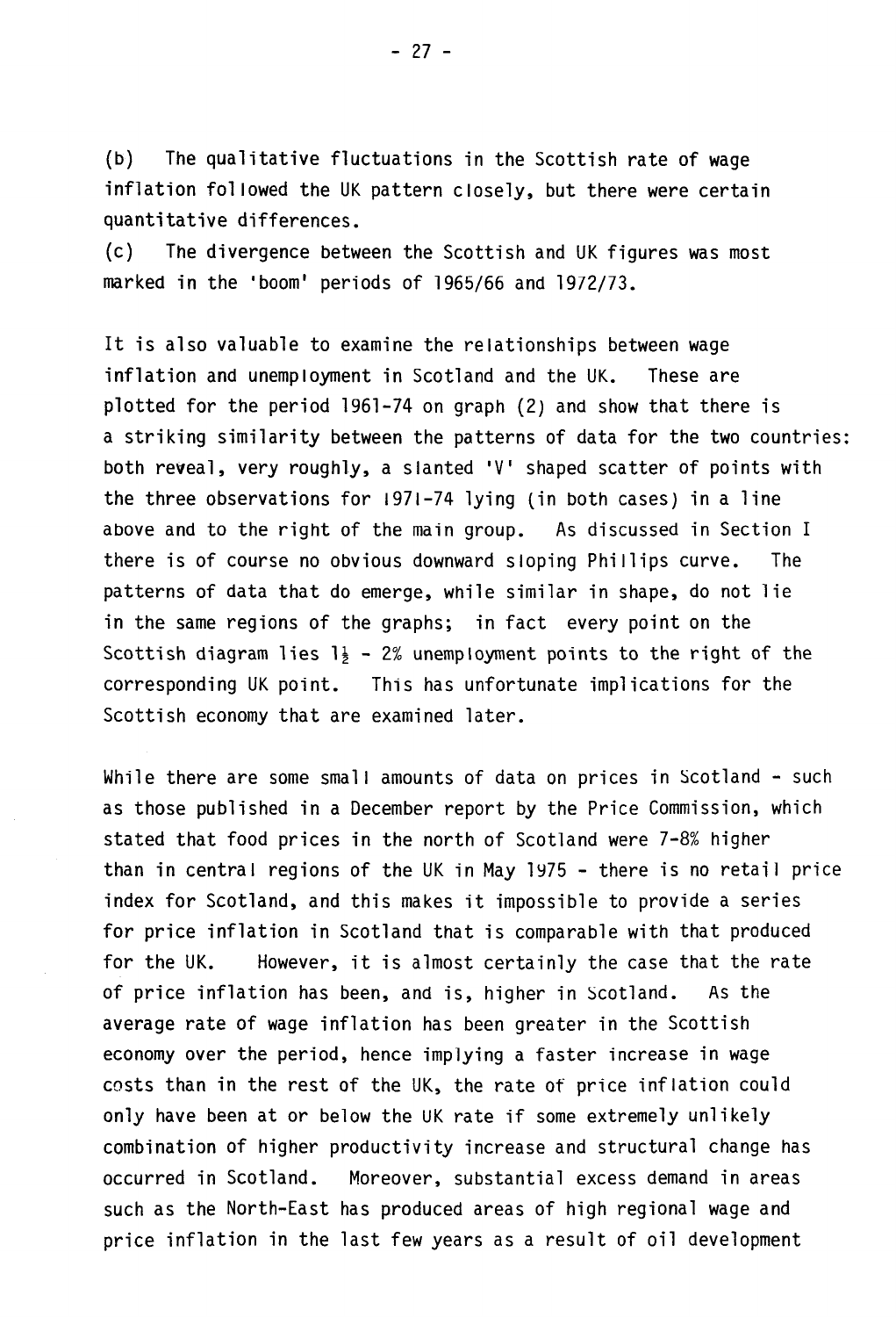(b) The qualitative fluctuations in the Scottish rate of wage inflation followed the UK pattern closely, but there were certain quantitative differences.

(c) The divergence between the Scottish and UK figures was most marked in the 'boom' periods of 1965/66 and 1972/73.

It is also valuable to examine the relationships between wage inflation and unemployment in Scotland and the UK. These are plotted for the period 1961-74 on graph (2) and show that there is a striking similarity between the patterns of data for the two countries: both reveal, very roughly, a slanted 'V' shaped scatter of points with the three observations for 1971-74 lying (in both cases) in a line above and to the right of the main group. As discussed in Section I there is of course no obvious downward sloping Phillips curve. The patterns of data that do emerge, while similar in shape, do not lie in the same regions of the graphs; in fact every point on the Scottish diagram lies $1\frac{1}{2}$ - 2% unemployment points to the right of the corresponding UK point. This has unfortunate implications for the Scottish economy that are examined later.

While there are some small amounts of data on prices in Scotland - such as those published in a December report by the Price Commission, which stated that food prices in the north of Scotland were 7-8% higher than in central regions of the UK in May 1975 - there is no retail price index for Scotland, and this makes it impossible to provide a series for price inflation in Scotland that is comparable with that produced for the UK. However, it is almost certainly the case that the rate of price inflation has been, and is, higher in Scotland. As the average rate of wage inflation has been greater in the Scottish economy over the period, hence implying a faster increase in wage costs than in the rest of the UK, the rate of price inflation could only have been at or below the UK rate if some extremely unlikely combination of higher productivity increase and structural change has occurred in Scotland. Moreover, substantial excess demand in areas such as the North-East has produced areas of high regional wage and price inflation in the last few years as a result of oil development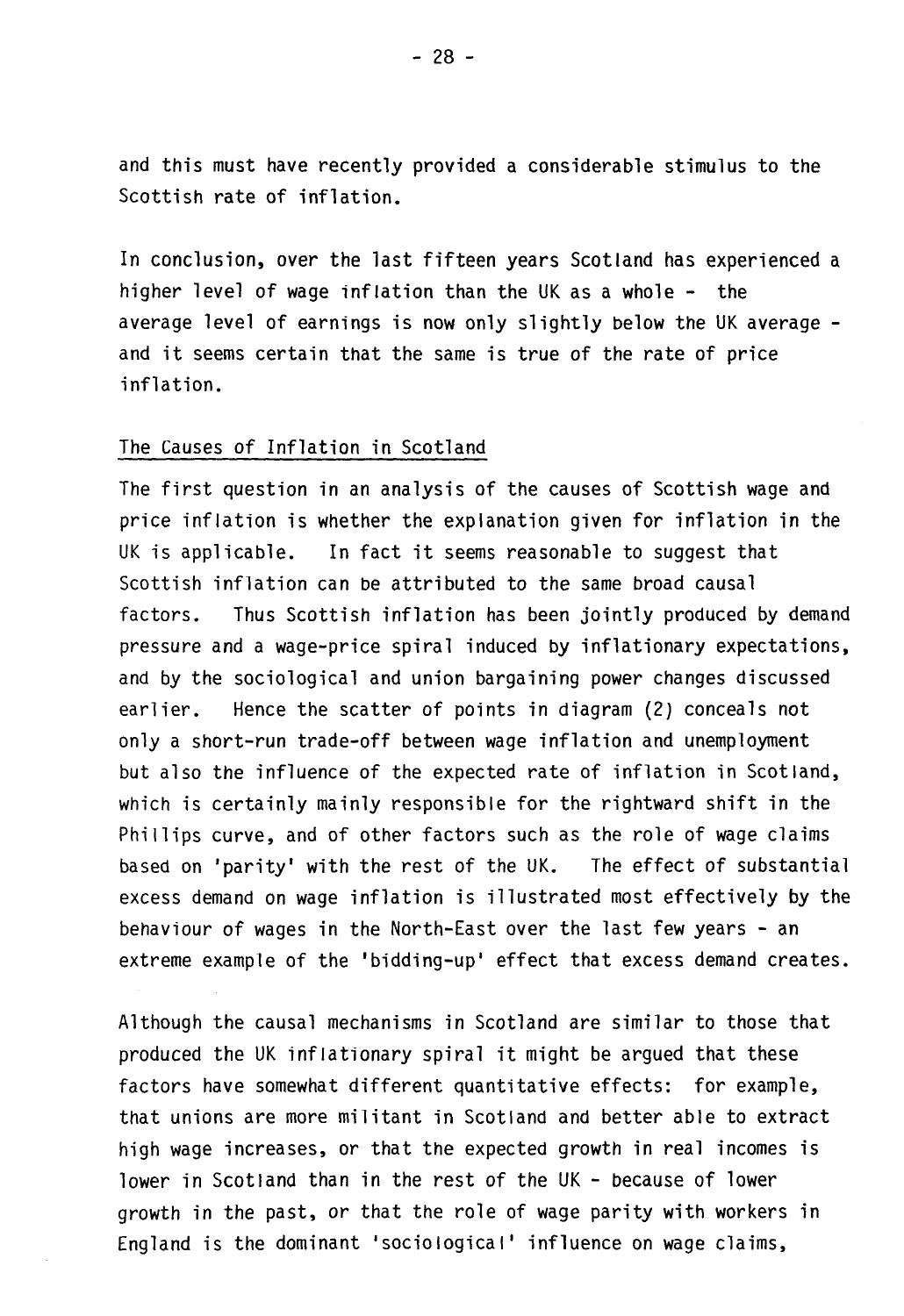and this must have recently provided a considerable stimulus to the Scottish rate of inflation.

In conclusion, over the last fifteen years Scotland has experienced a higher level of wage inflation than the UK as a whole - the average level of earnings is now only slightly below the UK average - and it seems certain that the same is true of the rate of price inflation.

## The Causes of Inflation in Scotland

The first question in an analysis of the causes of Scottish wage and price inflation is whether the explanation given for inflation in the UK is applicable. In fact it seems reasonable to suggest that Scottish inflation can be attributed to the same broad causal factors. Thus Scottish inflation has been jointly produced by demand pressure and a wage-price spiral induced by inflationary expectations, and by the sociological and union bargaining power changes discussed earlier. Hence the scatter of points in diagram (2) conceals not only a short-run trade-off between wage inflation and unemployment but also the influence of the expected rate of inflation in Scotland, which is certainly mainly responsible for the rightward shift in the Phillips curve, and of other factors such as the role of wage claims based on 'parity' with the rest of the UK. The effect of substantial excess demand on wage inflation is illustrated most effectively by the behaviour of wages in the North-East over the last few years - an extreme example of the 'bidding-up' effect that excess demand creates.

Although the causal mechanisms in Scotland are similar to those that produced the UK inflationary spiral it might be argued that these factors have somewhat different quantitative effects: for example, that unions are more militant in Scotland and better able to extract high wage increases, or that the expected growth in real incomes is lower in Scotland than in the rest of the UK - because of lower growth in the past, or that the role of wage parity with workers in England is the dominant 'sociological' influence on wage claims,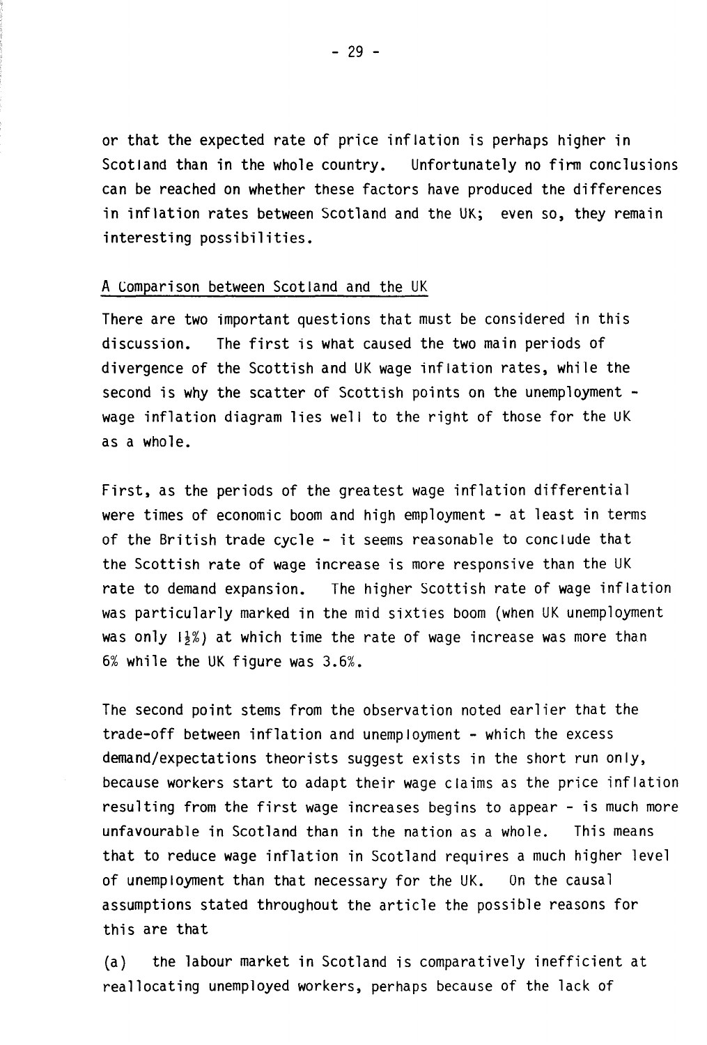or that the expected rate of price inflation is perhaps higher in Scotland than in the whole country. Unfortunately no firm conclusions can be reached on whether these factors have produced the differences in inflation rates between Scotland and the UK; even so, they remain interesting possibilities.

## A Comparison between Scotland and the UK

There are two important questions that must be considered in this discussion. The first is what caused the two main periods of divergence of the Scottish and UK wage inflation rates, while the second is why the scatter of Scottish points on the unemployment - wage inflation diagram lies well to the right of those for the UK as a whole.

First, as the periods of the greatest wage inflation differential were times of economic boom and high employment - at least in terms of the British trade cycle - it seems reasonable to conclude that the Scottish rate of wage increase is more responsive than the UK rate to demand expansion. The higher Scottish rate of wage inflation was particularly marked in the mid sixties boom (when UK unemployment was only $1\frac{1}{2}$%) at which time the rate of wage increase was more than 6% while the UK figure was 3.6%.

The second point stems from the observation noted earlier that the trade-off between inflation and unemployment - which the excess demand/expectations theorists suggest exists in the short run only, because workers start to adapt their wage claims as the price inflation resulting from the first wage increases begins to appear - is much more unfavourable in Scotland than in the nation as a whole. This means that to reduce wage inflation in Scotland requires a much higher level of unemployment than that necessary for the UK. On the causal assumptions stated throughout the article the possible reasons for this are that

(a) the labour market in Scotland is comparatively inefficient at reallocating unemployed workers, perhaps because of the lack of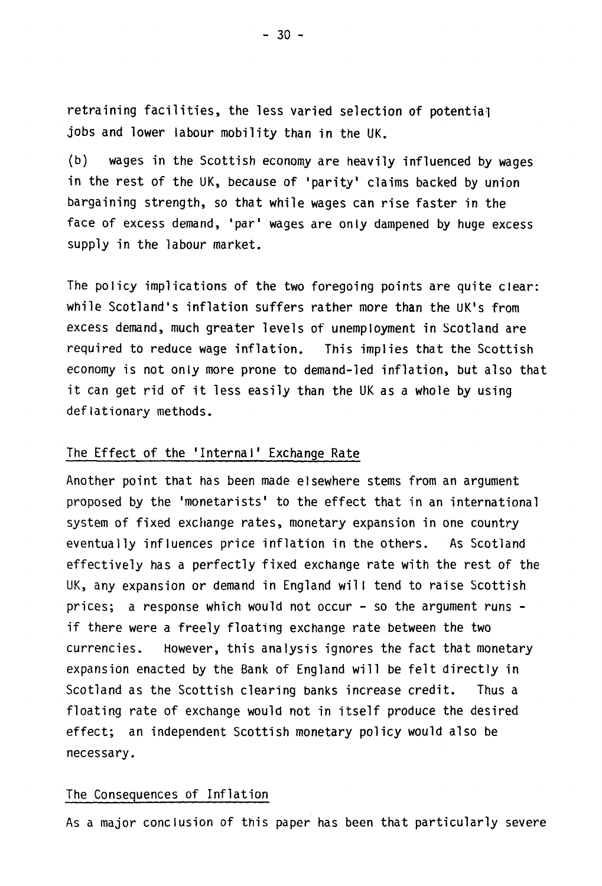retraining facilities, the less varied selection of potential jobs and lower labour mobility than in the UK.

(b) wages in the Scottish economy are heavily influenced by wages in the rest of the UK, because of 'parity' claims backed by union bargaining strength, so that while wages can rise faster in the face of excess demand, 'par' wages are only dampened by huge excess supply in the labour market.

The policy implications of the two foregoing points are quite clear: while Scotland's inflation suffers rather more than the UK's from excess demand, much greater levels of unemployment in Scotland are required to reduce wage inflation. This implies that the Scottish economy is not only more prone to demand-led inflation, but also that it can get rid of it less easily than the UK as a whole by using deflationary methods.

## The Effect of the 'Internal' Exchange Rate

Another point that has been made elsewhere stems from an argument proposed by the 'monetarists' to the effect that in an international system of fixed exchange rates, monetary expansion in one country eventually influences price inflation in the others. As Scotland effectively has a perfectly fixed exchange rate with the rest of the UK, any expansion or demand in England will tend to raise Scottish prices; a response which would not occur - so the argument runs - if there were a freely floating exchange rate between the two currencies. However, this analysis ignores the fact that monetary expansion enacted by the Bank of England will be felt directly in Scotland as the Scottish clearing banks increase credit. Thus a floating rate of exchange would not in itself produce the desired effect; an independent Scottish monetary policy would also be necessary.

## The Consequences of Inflation

As a major conclusion of this paper has been that particularly severe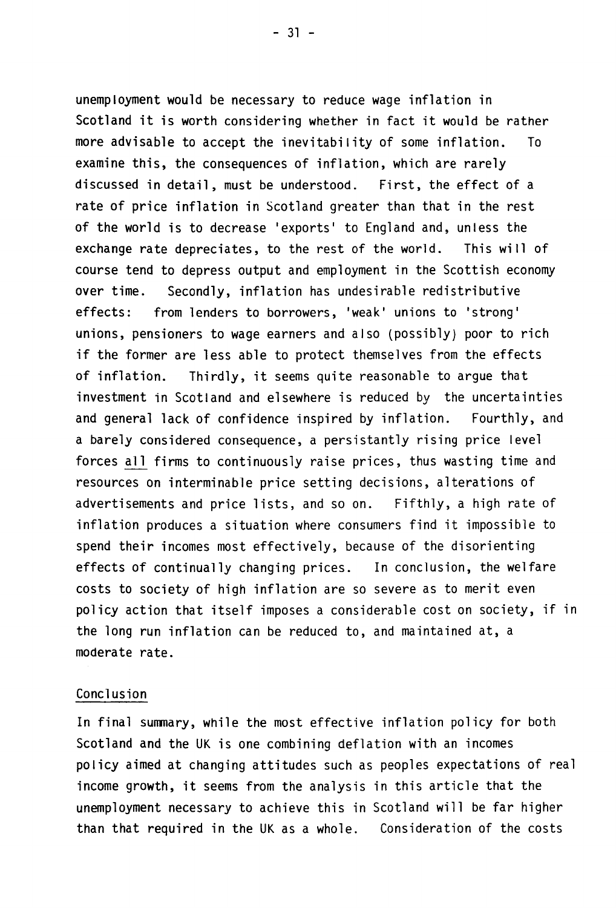unemployment would be necessary to reduce wage inflation in Scotland it is worth considering whether in fact it would be rather more advisable to accept the inevitability of some inflation. To examine this, the consequences of inflation, which are rarely discussed in detail, must be understood. First, the effect of a rate of price inflation in Scotland greater than that in the rest of the world is to decrease 'exports' to England and, unless the exchange rate depreciates, to the rest of the world. This will of course tend to depress output and employment in the Scottish economy over time. Secondly, inflation has undesirable redistributive effects: from lenders to borrowers, 'weak' unions to 'strong' unions, pensioners to wage earners and also (possibly) poor to rich if the former are less able to protect themselves from the effects of inflation. Thirdly, it seems quite reasonable to argue that investment in Scotland and elsewhere is reduced by the uncertainties and general lack of confidence inspired by inflation. Fourthly, and a barely considered consequence, a persistantly rising price level forces <u>all</u> firms to continuously raise prices, thus wasting time and resources on interminable price setting decisions, alterations of advertisements and price lists, and so on. Fifthly, a high rate of inflation produces a situation where consumers find it impossible to spend their incomes most effectively, because of the disorienting effects of continually changing prices. In conclusion, the welfare costs to society of high inflation are so severe as to merit even policy action that itself imposes a considerable cost on society, if in the long run inflation can be reduced to, and maintained at, a moderate rate.

## Conclusion

In final summary, while the most effective inflation policy for both Scotland and the UK is one combining deflation with an incomes policy aimed at changing attitudes such as peoples expectations of real income growth, it seems from the analysis in this article that the unemployment necessary to achieve this in Scotland will be far higher than that required in the UK as a whole. Consideration of the costs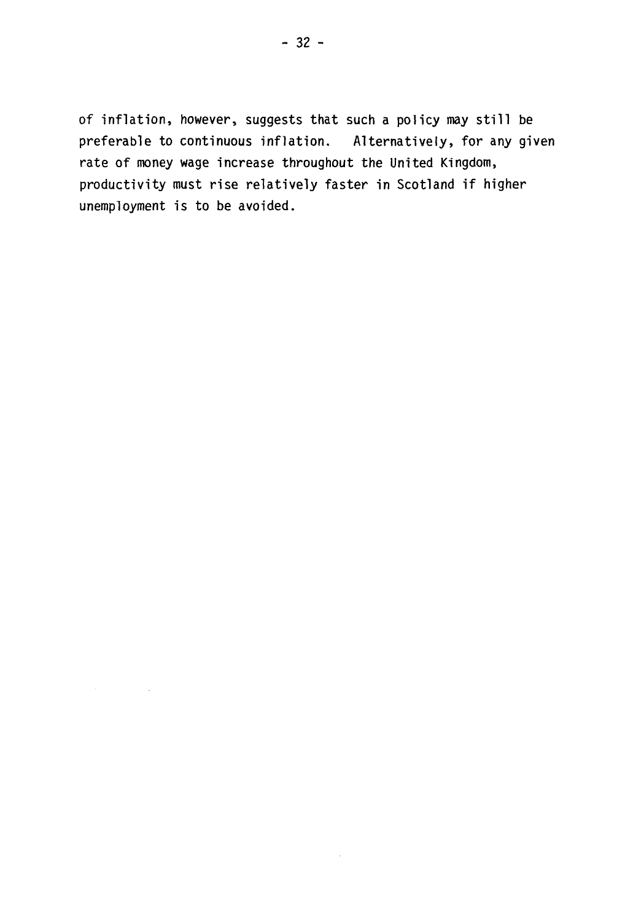of inflation, however, suggests that such a policy may still be preferable to continuous inflation. Alternatively, for any given rate of money wage increase throughout the United Kingdom, productivity must rise relatively faster in Scotland if higher unemployment is to be avoided.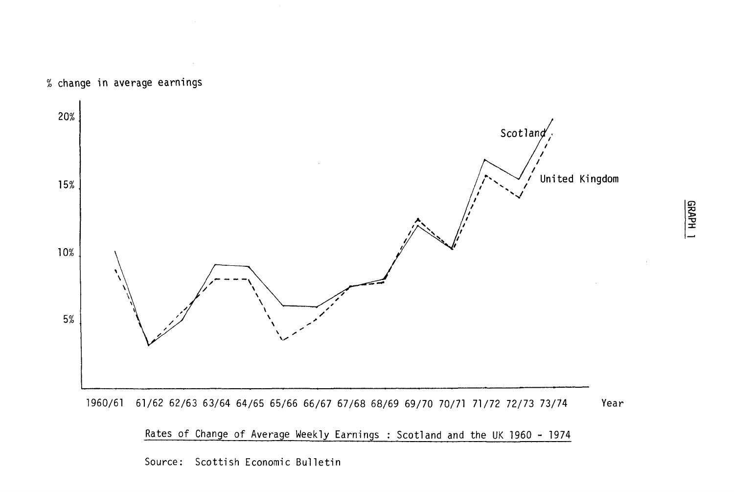% change in average earnings

20%

15%

10%

5%

Scotland

United Kingdom

1960/61 61/62 62/63 63/64 64/65 65/66 66/67 67/68 68/69 69/70 70/71 71/72 72/73 73/74

Year

GRAPH 1

Rates of Change of Average Weekly Earnings : Scotland and the UK 1960 - 1974

Source: Scottish Economic Bulletin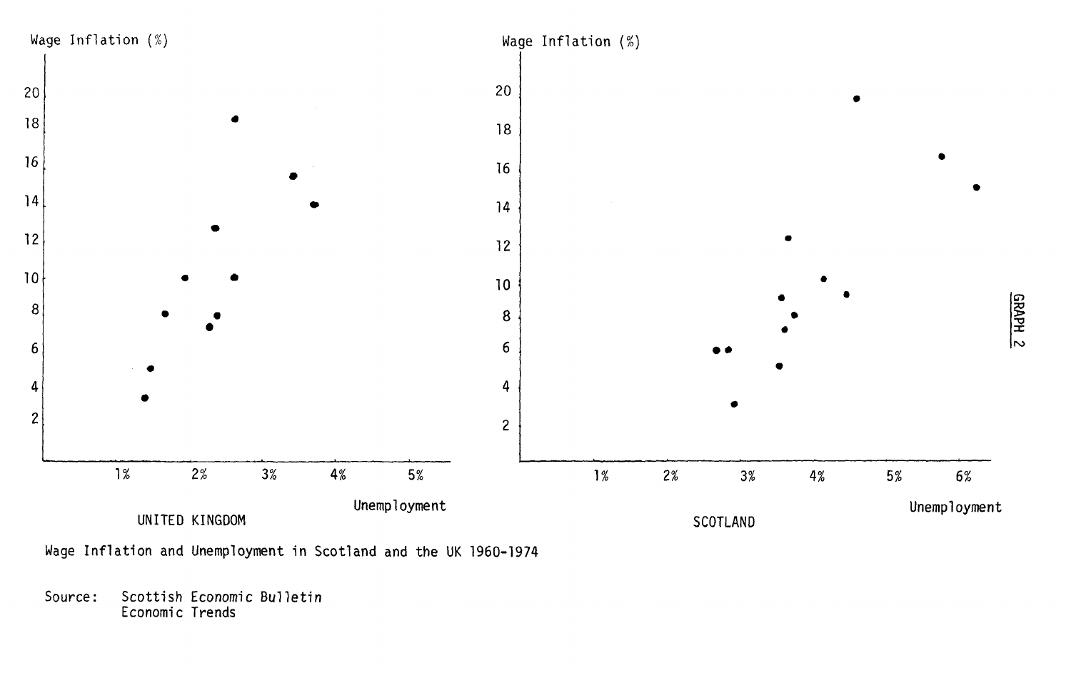Wage Inflation (%)

20
18
16
14
12
10
8
6
4
2

1%
2%
3%
4%
5%

Unemployment

UNITED KINGDOM

Wage Inflation (%)

20
18
16
14
12
10
8
6
4
2

1%
2%
3%
4%
5%
6%

Unemployment

SCOTLAND

GRAPH 2

Wage Inflation and Unemployment in Scotland and the UK 1960-1974

Source: Scottish Economic Bulletin
Economic Trends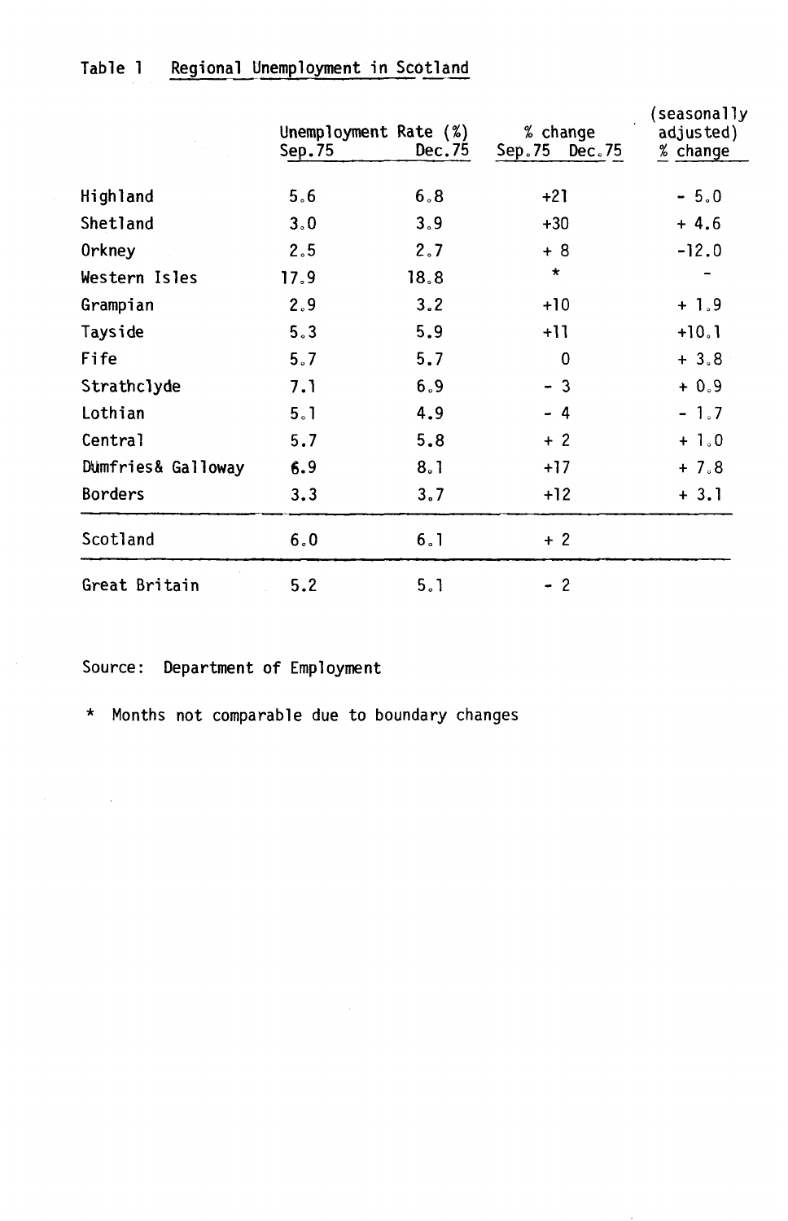Table 1 Regional Unemployment in Scotland

| | Unemployment Rate (%) | | % change | (seasonally adjusted) |
|---|---|---|---|---|
| | Sep.75 | Dec.75 | Sep.75 Dec.75 | % change |
| Highland | 5.6 | 6.8 | +21 | - 5.0 |
| Shetland | 3.0 | 3.9 | +30 | + 4.6 |
| Orkney | 2.5 | 2.7 | + 8 | -12.0 |
| Western Isles | 17.9 | 18.8 | * | - |
| Grampian | 2.9 | 3.2 | +10 | + 1.9 |
| Tayside | 5.3 | 5.9 | +11 | +10.1 |
| Fife | 5.7 | 5.7 | 0 | + 3.8 |
| Strathclyde | 7.1 | 6.9 | - 3 | + 0.9 |
| Lothian | 5.1 | 4.9 | - 4 | - 1.7 |
| Central | 5.7 | 5.8 | + 2 | + 1.0 |
| Dumfries& Galloway | 6.9 | 8.1 | +17 | + 7.8 |
| Borders | 3.3 | 3.7 | +12 | + 3.1 |
| Scotland | 6.0 | 6.1 | + 2 | |
| Great Britain | 5.2 | 5.1 | - 2 | |

Source: Department of Employment

* Months not comparable due to boundary changes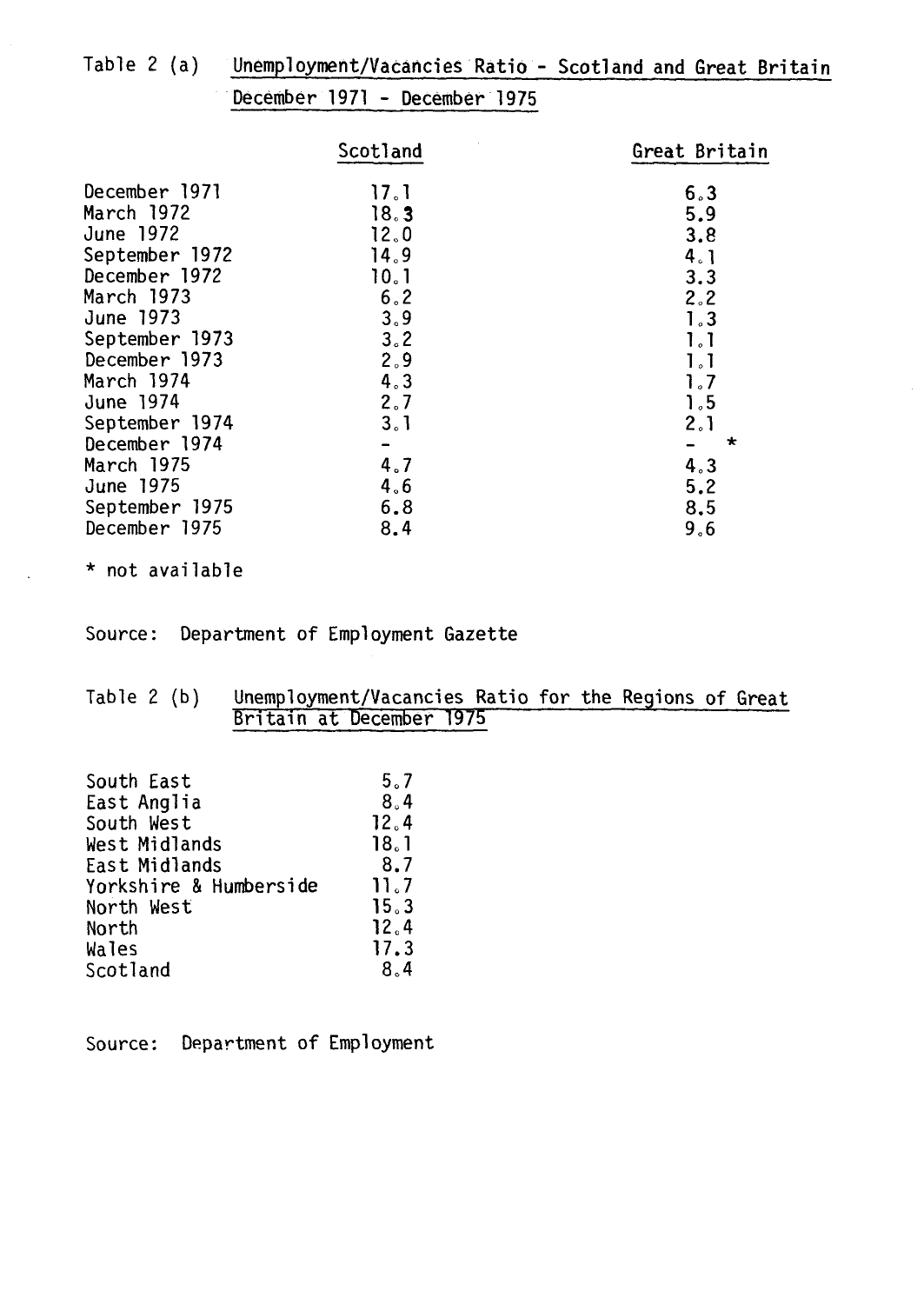Table 2 (a) Unemployment/Vacancies Ratio - Scotland and Great Britain December 1971 - December 1975

| | Scotland | Great Britain |
|---|---|---|
| December 1971 | 17.1 | 6.3 |
| March 1972 | 18.3 | 5.9 |
| June 1972 | 12.0 | 3.8 |
| September 1972 | 14.9 | 4.1 |
| December 1972 | 10.1 | 3.3 |
| March 1973 | 6.2 | 2.2 |
| June 1973 | 3.9 | 1.3 |
| September 1973 | 3.2 | 1.1 |
| December 1973 | 2.9 | 1.1 |
| March 1974 | 4.3 | 1.7 |
| June 1974 | 2.7 | 1.5 |
| September 1974 | 3.1 | 2.1 |
| December 1974 | - | - * |
| March 1975 | 4.7 | 4.3 |
| June 1975 | 4.6 | 5.2 |
| September 1975 | 6.8 | 8.5 |
| December 1975 | 8.4 | 9.6 |

* not available

Source: Department of Employment Gazette

Table 2 (b) Unemployment/Vacancies Ratio for the Regions of Great Britain at December 1975

| | |
|---|---|
| South East | 5.7 |
| East Anglia | 8.4 |
| South West | 12.4 |
| West Midlands | 18.1 |
| East Midlands | 8.7 |
| Yorkshire & Humberside | 11.7 |
| North West | 15.3 |
| North | 12.4 |
| Wales | 17.3 |
| Scotland | 8.4 |

Source: Department of Employment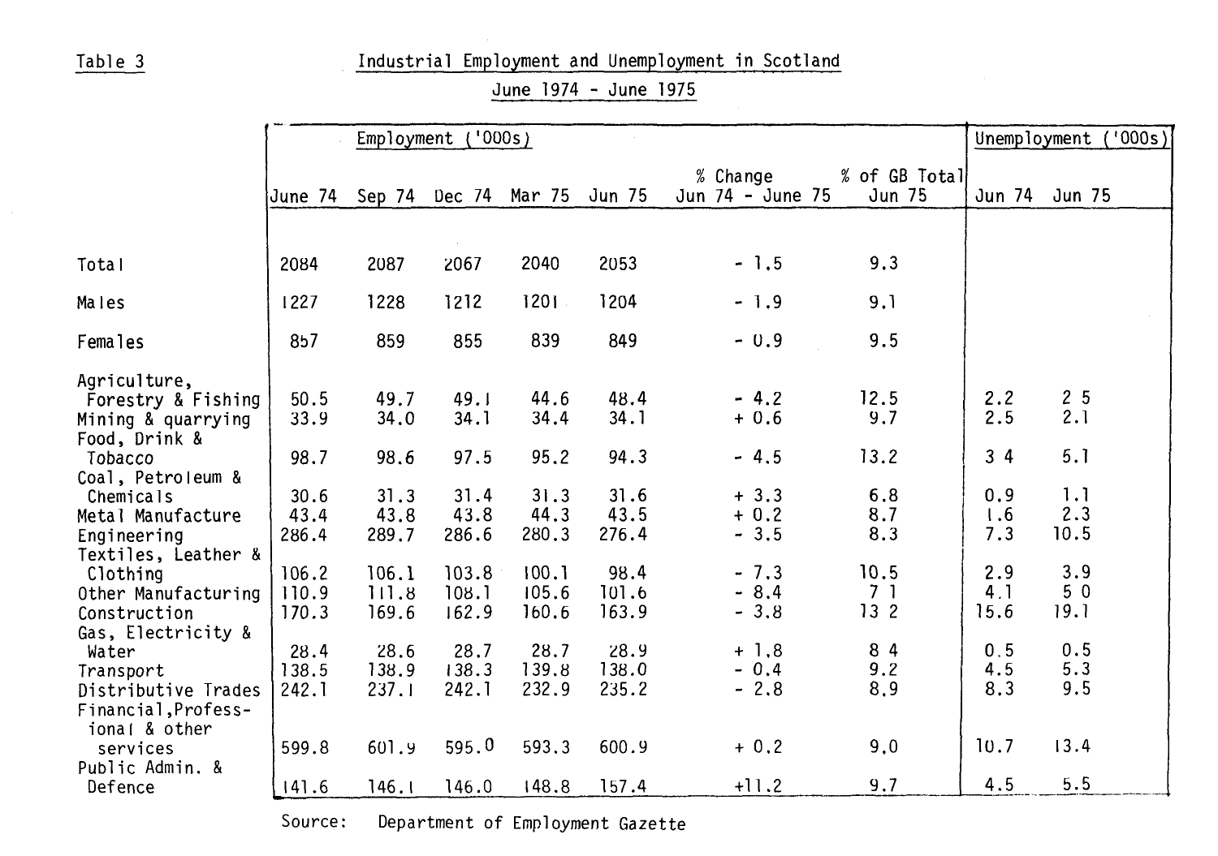Table 3

Industrial Employment and Unemployment in Scotland

June 1974 - June 1975

| | Employment ('000s) | | | | | | | Unemployment ('000s) | |
|---|---|---|---|---|---|---|---|---|---|
| | June 74 | Sep 74 | Dec 74 | Mar 75 | Jun 75 | % Change Jun 74 - June 75 | % of GB Total Jun 75 | Jun 74 | Jun 75 |
| Total | 2084 | 2087 | 2067 | 2040 | 2053 | - 1.5 | 9.3 | | |
| Males | 1227 | 1228 | 1212 | 1201 | 1204 | - 1.9 | 9.1 | | |
| Females | 857 | 859 | 855 | 839 | 849 | - 0.9 | 9.5 | | |
| Agriculture, Forestry & Fishing | 50.5 | 49.7 | 49.1 | 44.6 | 48.4 | - 4.2 | 12.5 | 2.2 | 2 5 |
| Mining & quarrying | 33.9 | 34.0 | 34.1 | 34.4 | 34.1 | + 0.6 | 9.7 | 2.5 | 2.1 |
| Food, Drink & Tobacco | 98.7 | 98.6 | 97.5 | 95.2 | 94.3 | - 4.5 | 13.2 | 3 4 | 5.1 |
| Coal, Petroleum & Chemicals | 30.6 | 31.3 | 31.4 | 31.3 | 31.6 | + 3.3 | 6.8 | 0.9 | 1.1 |
| Metal Manufacture | 43.4 | 43.8 | 43.8 | 44.3 | 43.5 | + 0.2 | 8.7 | 1.6 | 2.3 |
| Engineering | 286.4 | 289.7 | 286.6 | 280.3 | 276.4 | - 3.5 | 8.3 | 7.3 | 10.5 |
| Textiles, Leather & Clothing | 106.2 | 106.1 | 103.8 | 100.1 | 98.4 | - 7.3 | 10.5 | 2.9 | 3.9 |
| Other Manufacturing | 110.9 | 111.8 | 108.1 | 105.6 | 101.6 | - 8.4 | 7 1 | 4.1 | 5 0 |
| Construction | 170.3 | 169.6 | 162.9 | 160.6 | 163.9 | - 3.8 | 13 2 | 15.6 | 19.1 |
| Gas, Electricity & Water | 28.4 | 28.6 | 28.7 | 28.7 | 28.9 | + 1.8 | 8 4 | 0.5 | 0.5 |
| Transport | 138.5 | 138.9 | 138.3 | 139.8 | 138.0 | - 0.4 | 9.2 | 4.5 | 5.3 |
| Distributive Trades | 242.1 | 237.1 | 242.1 | 232.9 | 235.2 | - 2.8 | 8.9 | 8.3 | 9.5 |
| Financial, Professional & other services | 599.8 | 601.9 | 595.0 | 593.3 | 600.9 | + 0.2 | 9.0 | 10.7 | 13.4 |
| Public Admin. & Defence | 141.6 | 146.1 | 146.0 | 148.8 | 157.4 | +11.2 | 9.7 | 4.5 | 5.5 |

Source: Department of Employment Gazette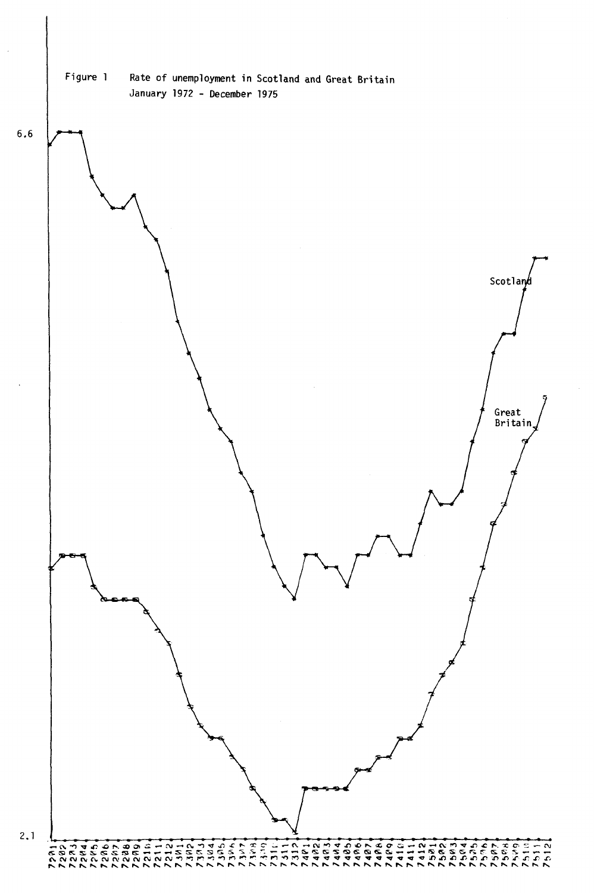Figure 1 Rate of unemployment in Scotland and Great Britain
January 1972 - December 1975

6.6

2.1

Scotland

Great Britain

7201 7202 7203 7204 7205 7206 7207 7208 7209 7210 7211 7212 7301 7302 7303 7304 7305 7306 7307 7308 7309 7310 7311 7312 7401 7402 7403 7404 7405 7406 7407 7408 7409 7410 7411 7412 7501 7502 7503 7504 7505 7506 7507 7508 7509 7510 7511 7512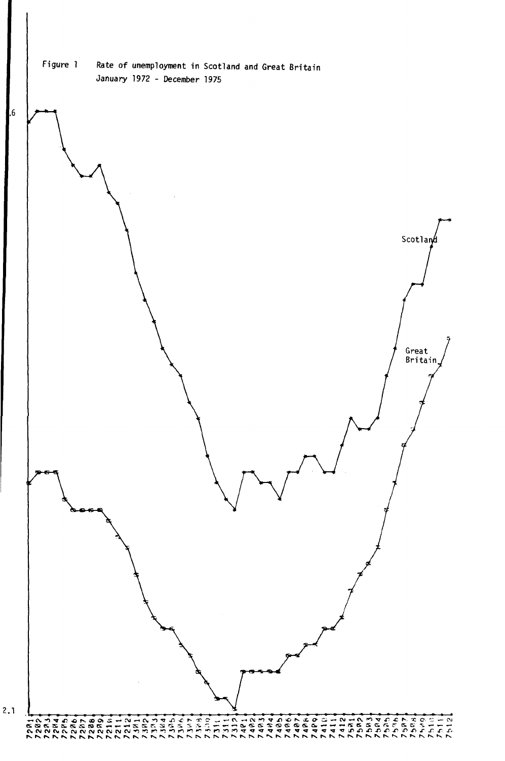Figure 1 Rate of unemployment in Scotland and Great Britain
January 1972 - December 1975

.6

2.1

Scotland

Great Britain

7201
7202
7203
7204
7205
7206
7207
7208
7209
7210
7211
7212
7301
7302
7303
7304
7305
7306
7307
7308
7309
7310
7311
7312
7401
7402
7403
7404
7405
7406
7407
7408
7409
7410
7411
7412
7501
7502
7503
7504
7505
7506
7507
7508
7509
7510
7511
7512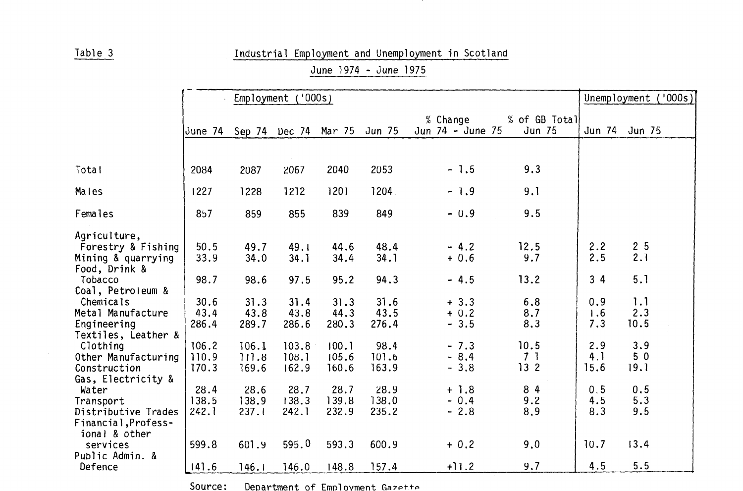Table 3

Industrial Employment and Unemployment in Scotland

June 1974 - June 1975

| | Employment ('000s) | | | | | | | Unemployment ('000s) | |
|---|---|---|---|---|---|---|---|---|---|
| | June 74 | Sep 74 | Dec 74 | Mar 75 | Jun 75 | % Change Jun 74 - June 75 | % of GB Total Jun 75 | Jun 74 | Jun 75 |
| Total | 2084 | 2087 | 2067 | 2040 | 2053 | - 1.5 | 9.3 | | |
| Males | 1227 | 1228 | 1212 | 1201 | 1204 | - 1.9 | 9.1 | | |
| Females | 857 | 859 | 855 | 839 | 849 | - 0.9 | 9.5 | | |
| Agriculture, Forestry & Fishing | 50.5 | 49.7 | 49.1 | 44.6 | 48.4 | - 4.2 | 12.5 | 2.2 | 2 5 |
| Mining & quarrying | 33.9 | 34.0 | 34.1 | 34.4 | 34.1 | + 0.6 | 9.7 | 2.5 | 2.1 |
| Food, Drink & Tobacco | 98.7 | 98.6 | 97.5 | 95.2 | 94.3 | - 4.5 | 13.2 | 3 4 | 5.1 |
| Coal, Petroleum & Chemicals | 30.6 | 31.3 | 31.4 | 31.3 | 31.6 | + 3.3 | 6.8 | 0.9 | 1.1 |
| Metal Manufacture | 43.4 | 43.8 | 43.8 | 44.3 | 43.5 | + 0.2 | 8.7 | 1.6 | 2.3 |
| Engineering | 286.4 | 289.7 | 286.6 | 280.3 | 276.4 | - 3.5 | 8.3 | 7.3 | 10.5 |
| Textiles, Leather & Clothing | 106.2 | 106.1 | 103.8 | 100.1 | 98.4 | - 7.3 | 10.5 | 2.9 | 3.9 |
| Other Manufacturing | 110.9 | 111.8 | 108.1 | 105.6 | 101.6 | - 8.4 | 7 1 | 4.1 | 5 0 |
| Construction | 170.3 | 169.6 | 162.9 | 160.6 | 163.9 | - 3.8 | 13 2 | 15.6 | 19.1 |
| Gas, Electricity & Water | 28.4 | 28.6 | 28.7 | 28.7 | 28.9 | + 1.8 | 8 4 | 0.5 | 0.5 |
| Transport | 138.5 | 138.9 | 138.3 | 139.8 | 138.0 | - 0.4 | 9.2 | 4.5 | 5.3 |
| Distributive Trades | 242.1 | 237.1 | 242.1 | 232.9 | 235.2 | - 2.8 | 8.9 | 8.3 | 9.5 |
| Financial, Professional & other services | 599.8 | 601.9 | 595.0 | 593.3 | 600.9 | + 0.2 | 9.0 | 10.7 | 13.4 |
| Public Admin. & Defence | 141.6 | 146.1 | 146.0 | 148.8 | 157.4 | +11.2 | 9.7 | 4.5 | 5.5 |

Source: Department of Employment Gazette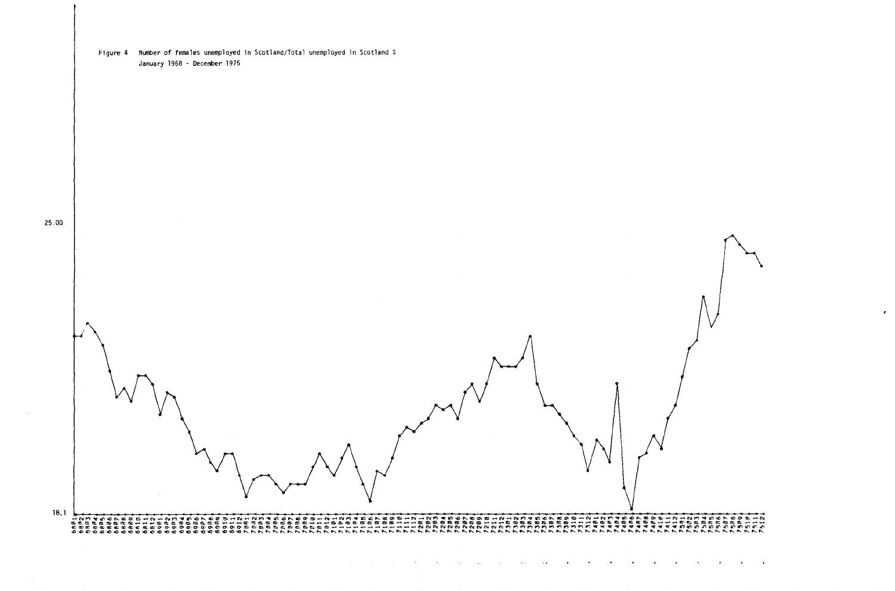Figure 4 Number of females unemployed in Scotland/Total unemployed in Scotland %
January 1968 - December 1975

25.00

18.1

6801 6802 6803 6804 6805 6806 6807 6808 6809 6810 6811 6812 6901 6902 6903 6904 6905 6906 6907 6908 6909 6910 6911 6912 7001 7002 7003 7004 7005 7006 7007 7008 7009 7010 7011 7012 7101 7102 7103 7104 7105 7106 7107 7108 7109 7110 7111 7112 7201 7202 7203 7204 7205 7206 7207 7208 7209 7210 7211 7212 7301 7302 7303 7304 7305 7306 7307 7308 7309 7310 7311 7312 7401 7402 7403 7404 7405 7406 7407 7408 7409 7410 7411 7412 7501 7502 7503 7504 7505 7506 7507 7508 7509 7510 7511 7512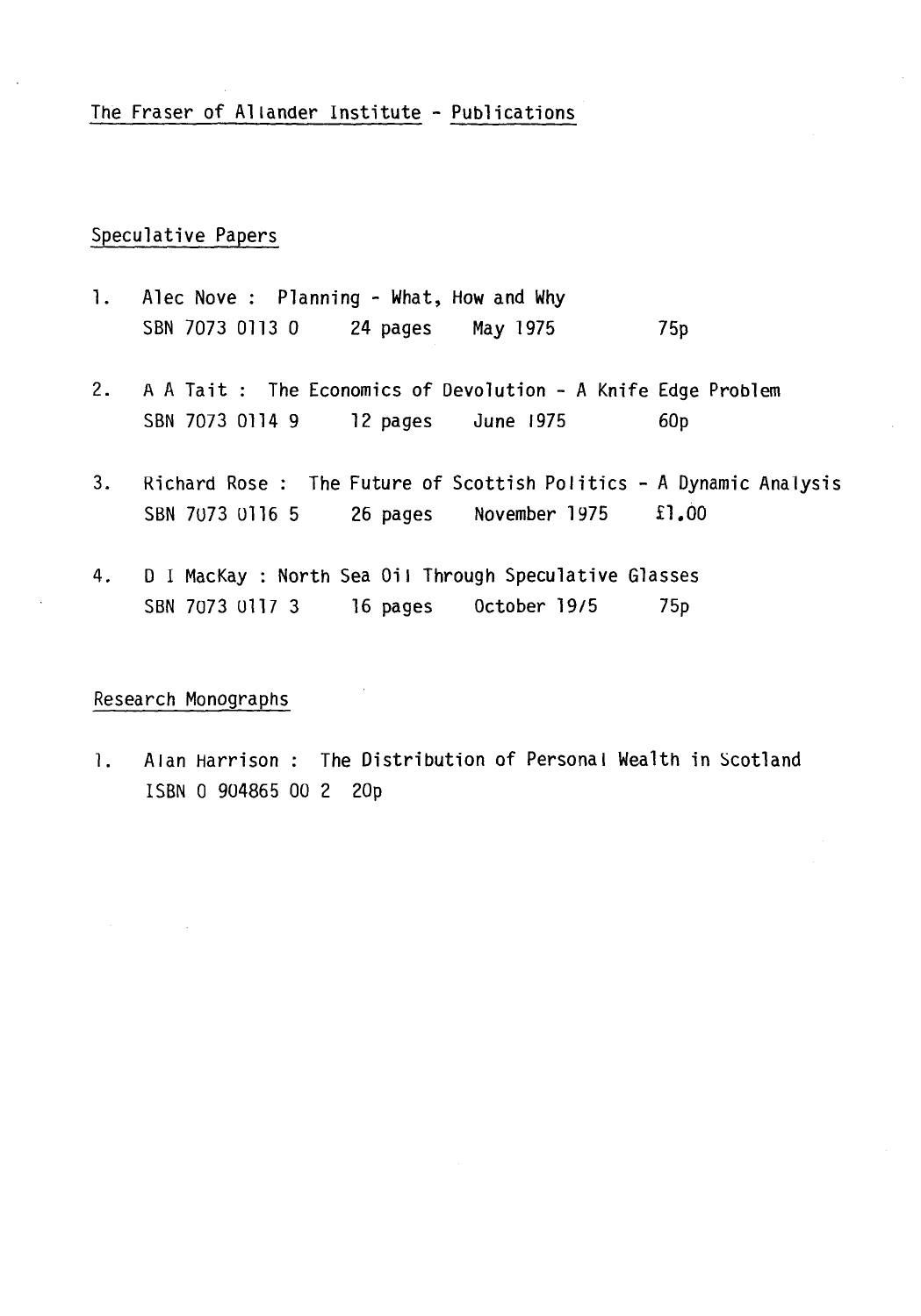The Fraser of Allander Institute - Publications

## Speculative Papers

1. Alec Nove : Planning - What, How and Why
   SBN 7073 0113 0    24 pages    May 1975    75p

2. A A Tait : The Economics of Devolution - A Knife Edge Problem
   SBN 7073 0114 9    12 pages    June 1975    60p

3. Richard Rose : The Future of Scottish Politics - A Dynamic Analysis
   SBN 7073 0116 5    26 pages    November 1975    £1.00

4. D I MacKay : North Sea Oil Through Speculative Glasses
   SBN 7073 0117 3    16 pages    October 1975    75p

## Research Monographs

1. Alan Harrison : The Distribution of Personal Wealth in Scotland
   ISBN 0 904865 00 2    20p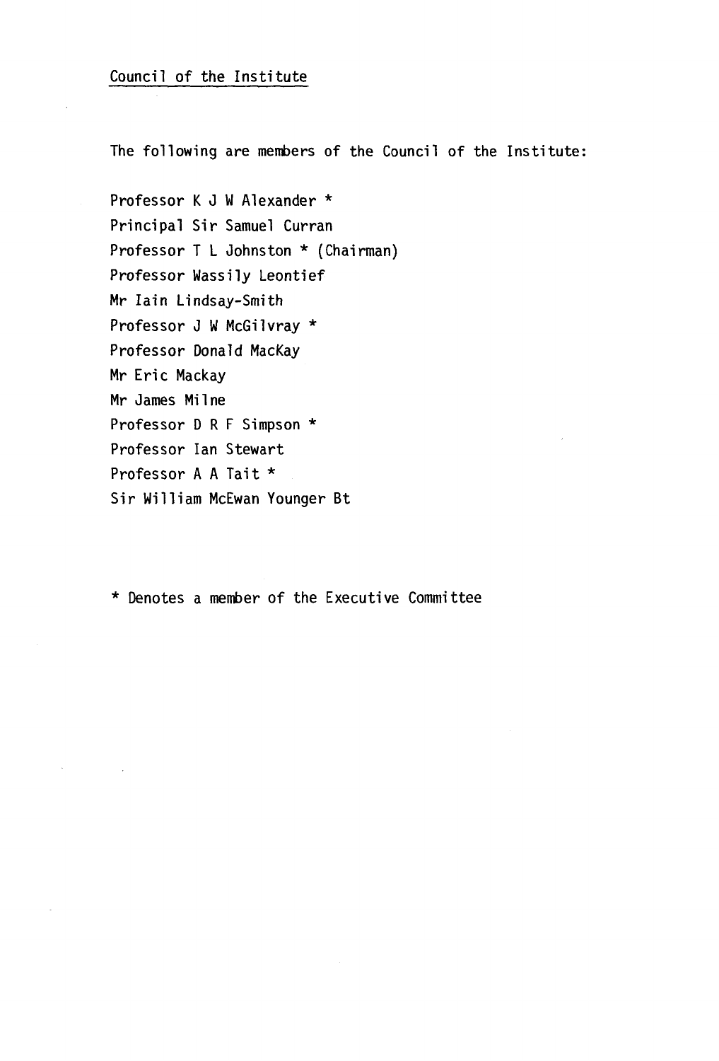## Council of the Institute

The following are members of the Council of the Institute:

Professor K J W Alexander *
Principal Sir Samuel Curran
Professor T L Johnston * (Chairman)
Professor Wassily Leontief
Mr Iain Lindsay-Smith
Professor J W McGilvray *
Professor Donald MacKay
Mr Eric Mackay
Mr James Milne
Professor D R F Simpson *
Professor Ian Stewart
Professor A A Tait *
Sir William McEwan Younger Bt

* Denotes a member of the Executive Committee